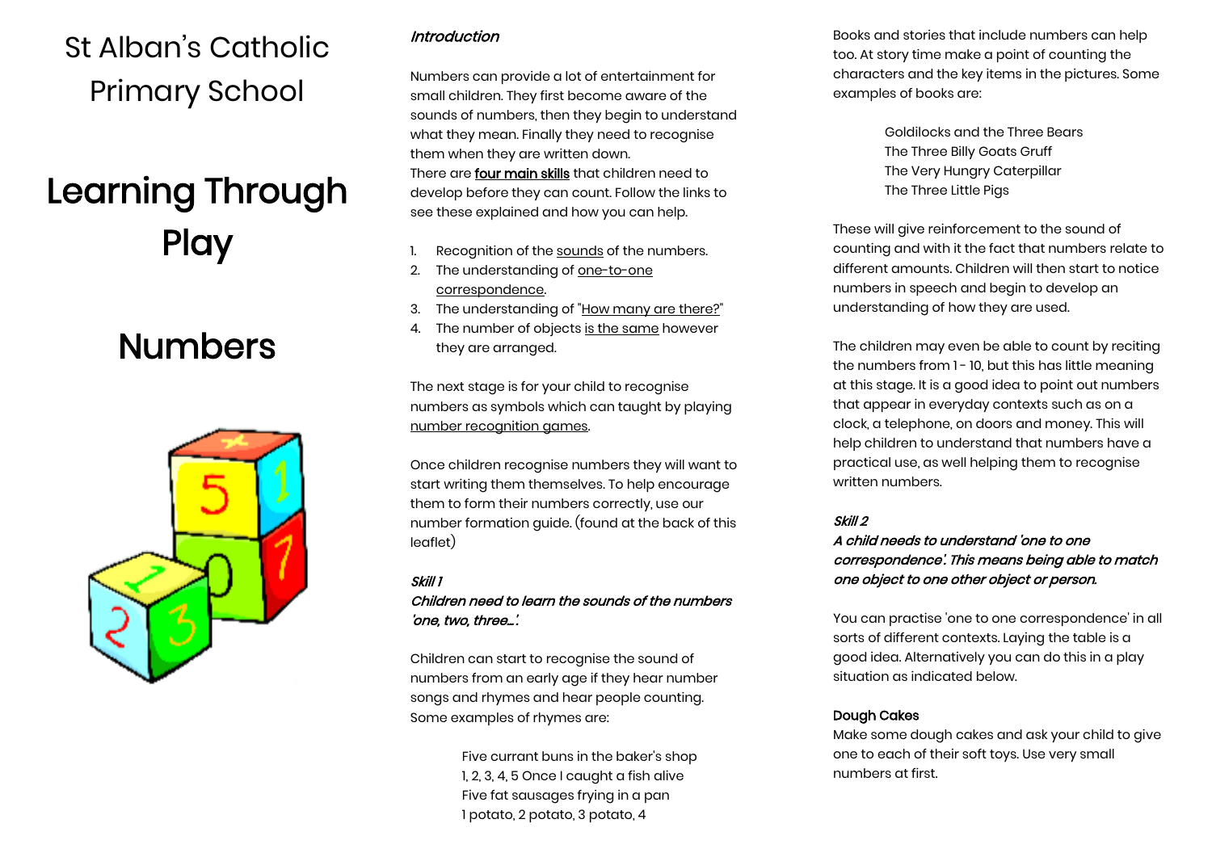# St Alban's Catholic Primary School

# Learning Through Play

# Numbers

*Introduction*

Numbers can provide a lot of entertainment for small children. They first become aware of the sounds of numbers, then they begin to understand what they mean. Finally they need to recognise them when they are written down.
There are **four main skills** that children need to develop before they can count. Follow the links to see these explained and how you can help.

1. Recognition of the sounds of the numbers.
2. The understanding of one-to-one correspondence.
3. The understanding of "How many are there?"
4. The number of objects is the same however they are arranged.

The next stage is for your child to recognise numbers as symbols which can taught by playing number recognition games.

Once children recognise numbers they will want to start writing them themselves. To help encourage them to form their numbers correctly, use our number formation guide. (found at the back of this leaflet)

***Skill 1***
***Children need to learn the sounds of the numbers 'one, two, three…'.***

Children can start to recognise the sound of numbers from an early age if they hear number songs and rhymes and hear people counting. Some examples of rhymes are:

> Five currant buns in the baker's shop
> 1, 2, 3, 4, 5 Once I caught a fish alive
> Five fat sausages frying in a pan
> 1 potato, 2 potato, 3 potato, 4

Books and stories that include numbers can help too. At story time make a point of counting the characters and the key items in the pictures. Some examples of books are:

> Goldilocks and the Three Bears
> The Three Billy Goats Gruff
> The Very Hungry Caterpillar
> The Three Little Pigs

These will give reinforcement to the sound of counting and with it the fact that numbers relate to different amounts. Children will then start to notice numbers in speech and begin to develop an understanding of how they are used.

The children may even be able to count by reciting the numbers from 1 - 10, but this has little meaning at this stage. It is a good idea to point out numbers that appear in everyday contexts such as on a clock, a telephone, on doors and money. This will help children to understand that numbers have a practical use, as well helping them to recognise written numbers.

***Skill 2***
***A child needs to understand 'one to one correspondence'. This means being able to match one object to one other object or person.***

You can practise 'one to one correspondence' in all sorts of different contexts. Laying the table is a good idea. Alternatively you can do this in a play situation as indicated below.

**Dough Cakes**
Make some dough cakes and ask your child to give one to each of their soft toys. Use very small numbers at first.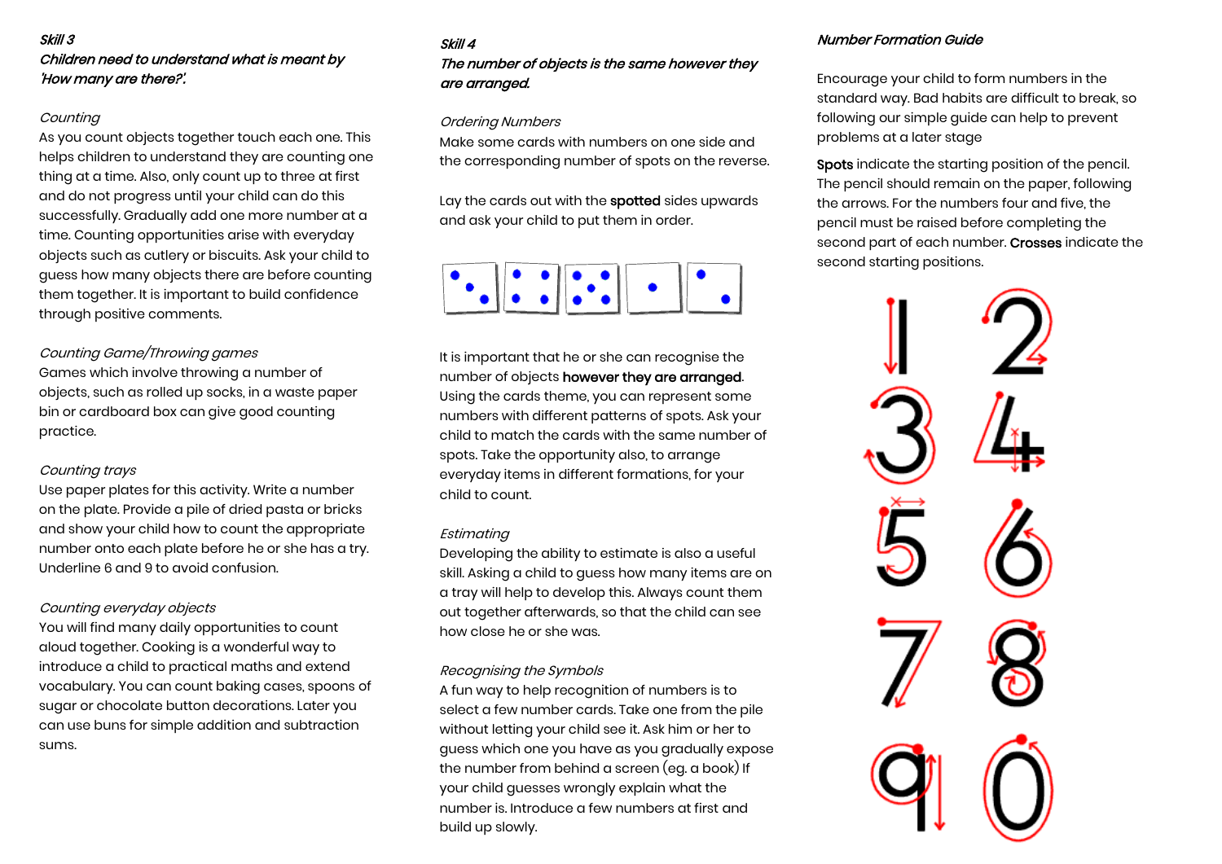***Skill 3***
***Children need to understand what is meant by 'How many are there?'.***

*Counting*
As you count objects together touch each one. This helps children to understand they are counting one thing at a time. Also, only count up to three at first and do not progress until your child can do this successfully. Gradually add one more number at a time. Counting opportunities arise with everyday objects such as cutlery or biscuits. Ask your child to guess how many objects there are before counting them together. It is important to build confidence through positive comments.

*Counting Game/Throwing games*
Games which involve throwing a number of objects, such as rolled up socks, in a waste paper bin or cardboard box can give good counting practice.

*Counting trays*
Use paper plates for this activity. Write a number on the plate. Provide a pile of dried pasta or bricks and show your child how to count the appropriate number onto each plate before he or she has a try. Underline 6 and 9 to avoid confusion.

*Counting everyday objects*
You will find many daily opportunities to count aloud together. Cooking is a wonderful way to introduce a child to practical maths and extend vocabulary. You can count baking cases, spoons of sugar or chocolate button decorations. Later you can use buns for simple addition and subtraction sums.

***Skill 4***
***The number of objects is the same however they are arranged.***

*Ordering Numbers*
Make some cards with numbers on one side and the corresponding number of spots on the reverse.

Lay the cards out with the **spotted** sides upwards and ask your child to put them in order.

It is important that he or she can recognise the number of objects **however they are arranged**. Using the cards theme, you can represent some numbers with different patterns of spots. Ask your child to match the cards with the same number of spots. Take the opportunity also, to arrange everyday items in different formations, for your child to count.

*Estimating*
Developing the ability to estimate is also a useful skill. Asking a child to guess how many items are on a tray will help to develop this. Always count them out together afterwards, so that the child can see how close he or she was.

*Recognising the Symbols*
A fun way to help recognition of numbers is to select a few number cards. Take one from the pile without letting your child see it. Ask him or her to guess which one you have as you gradually expose the number from behind a screen (eg. a book) If your child guesses wrongly explain what the number is. Introduce a few numbers at first and build up slowly.

***Number Formation Guide***

Encourage your child to form numbers in the standard way. Bad habits are difficult to break, so following our simple guide can help to prevent problems at a later stage

**Spots** indicate the starting position of the pencil. The pencil should remain on the paper, following the arrows. For the numbers four and five, the pencil must be raised before completing the second part of each number. **Crosses** indicate the second starting positions.

1 2
3 4
5 6
7 8
9 0